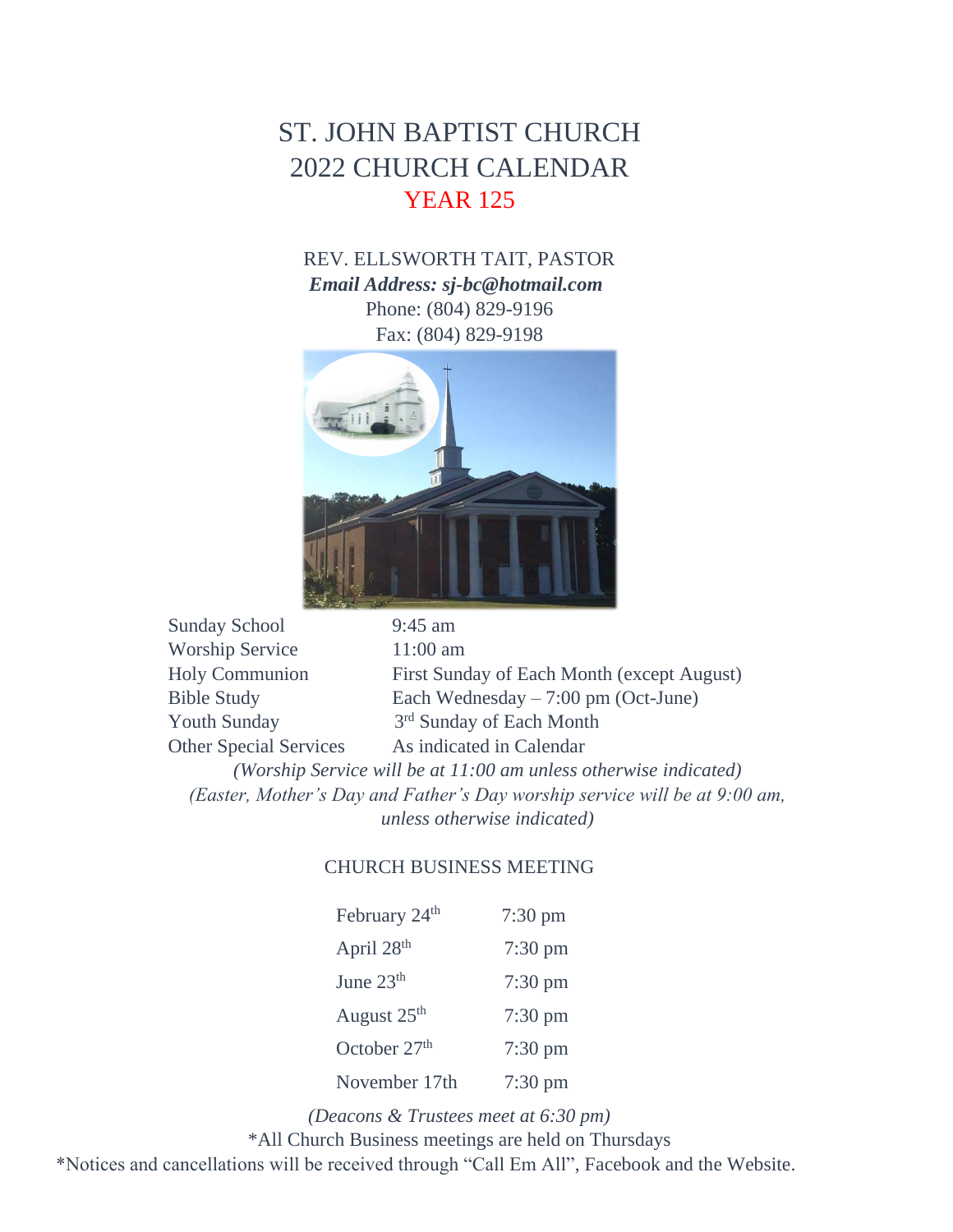# ST. JOHN BAPTIST CHURCH
# 2022 CHURCH CALENDAR
## YEAR 125

REV. ELLSWORTH TAIT, PASTOR
***Email Address: sj-bc@hotmail.com***
Phone: (804) 829-9196
Fax: (804) 829-9198

| | |
|---|---|
| Sunday School | 9:45 am |
| Worship Service | 11:00 am |
| Holy Communion | First Sunday of Each Month (except August) |
| Bible Study | Each Wednesday – 7:00 pm (Oct-June) |
| Youth Sunday | 3rd Sunday of Each Month |
| Other Special Services | As indicated in Calendar |

*(Worship Service will be at 11:00 am unless otherwise indicated)*
*(Easter, Mother's Day and Father's Day worship service will be at 9:00 am, unless otherwise indicated)*

### CHURCH BUSINESS MEETING

| | |
|---|---|
| February 24th | 7:30 pm |
| April 28th | 7:30 pm |
| June 23th | 7:30 pm |
| August 25th | 7:30 pm |
| October 27th | 7:30 pm |
| November 17th | 7:30 pm |

*(Deacons & Trustees meet at 6:30 pm)*

*All Church Business meetings are held on Thursdays

*Notices and cancellations will be received through "Call Em All", Facebook and the Website.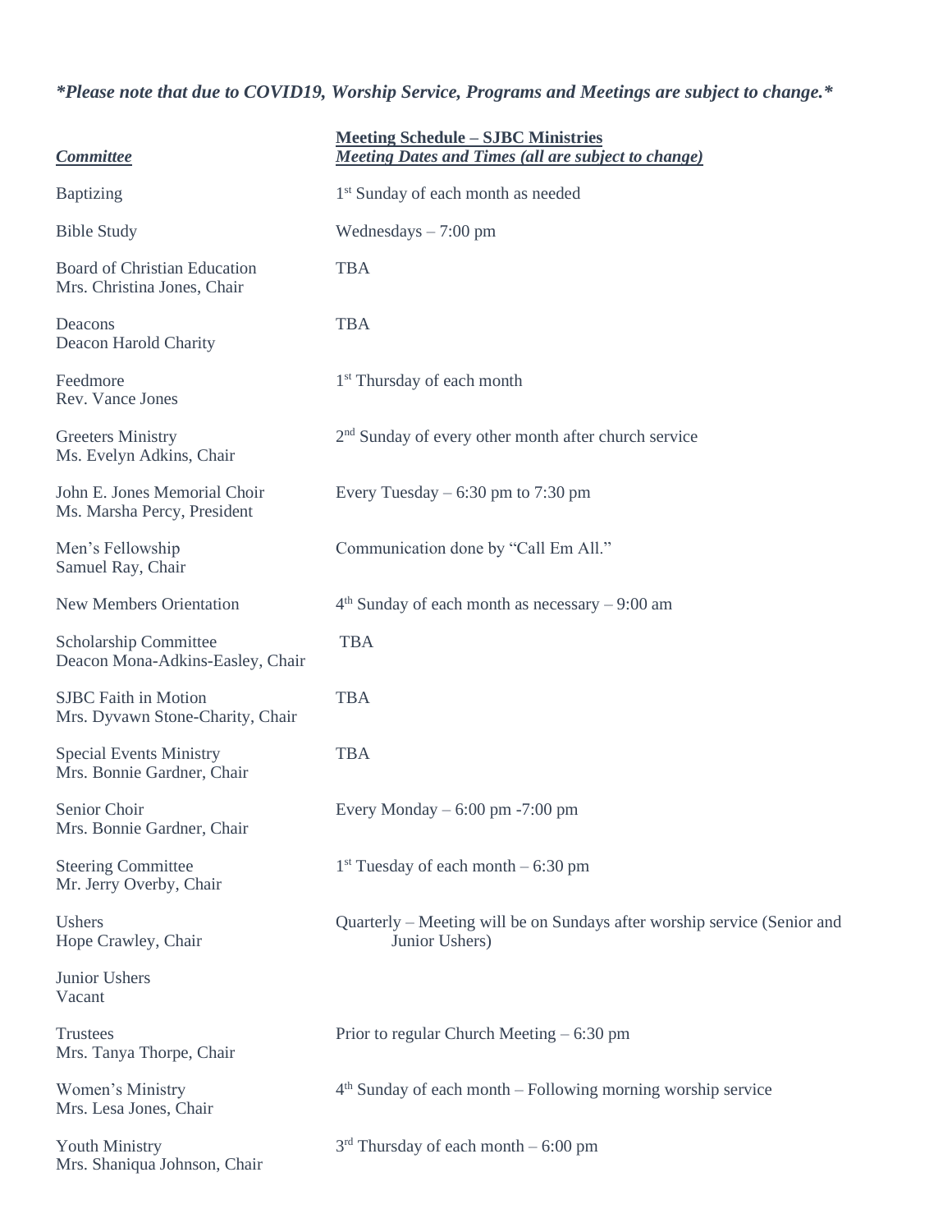***Please note that due to COVID19, Worship Service, Programs and Meetings are subject to change.***

| ***Committee*** | **Meeting Schedule – SJBC Ministries** ***Meeting Dates and Times (all are subject to change)*** |
|---|---|
| Baptizing | 1st Sunday of each month as needed |
| Bible Study | Wednesdays – 7:00 pm |
| Board of Christian Education<br>Mrs. Christina Jones, Chair | TBA |
| Deacons<br>Deacon Harold Charity | TBA |
| Feedmore<br>Rev. Vance Jones | 1st Thursday of each month |
| Greeters Ministry<br>Ms. Evelyn Adkins, Chair | 2nd Sunday of every other month after church service |
| John E. Jones Memorial Choir<br>Ms. Marsha Percy, President | Every Tuesday – 6:30 pm to 7:30 pm |
| Men's Fellowship<br>Samuel Ray, Chair | Communication done by "Call Em All." |
| New Members Orientation | 4th Sunday of each month as necessary – 9:00 am |
| Scholarship Committee<br>Deacon Mona-Adkins-Easley, Chair | TBA |
| SJBC Faith in Motion<br>Mrs. Dyvawn Stone-Charity, Chair | TBA |
| Special Events Ministry<br>Mrs. Bonnie Gardner, Chair | TBA |
| Senior Choir<br>Mrs. Bonnie Gardner, Chair | Every Monday – 6:00 pm -7:00 pm |
| Steering Committee<br>Mr. Jerry Overby, Chair | 1st Tuesday of each month – 6:30 pm |
| Ushers<br>Hope Crawley, Chair | Quarterly – Meeting will be on Sundays after worship service (Senior and Junior Ushers) |
| Junior Ushers<br>Vacant | |
| Trustees<br>Mrs. Tanya Thorpe, Chair | Prior to regular Church Meeting – 6:30 pm |
| Women's Ministry<br>Mrs. Lesa Jones, Chair | 4th Sunday of each month – Following morning worship service |
| Youth Ministry<br>Mrs. Shaniqua Johnson, Chair | 3rd Thursday of each month – 6:00 pm |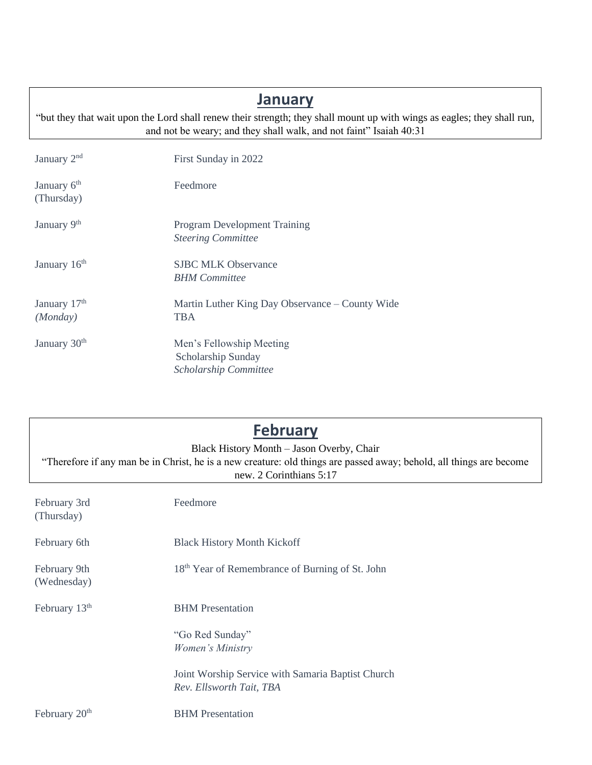## January

"but they that wait upon the Lord shall renew their strength; they shall mount up with wings as eagles; they shall run, and not be weary; and they shall walk, and not faint" Isaiah 40:31

| | |
|---|---|
| January 2nd | First Sunday in 2022 |
| January 6th (Thursday) | Feedmore |
| January 9th | Program Development Training<br>*Steering Committee* |
| January 16th | SJBC MLK Observance<br>*BHM Committee* |
| January 17th *(Monday)* | Martin Luther King Day Observance – County Wide<br>TBA |
| January 30th | Men's Fellowship Meeting<br>Scholarship Sunday<br>*Scholarship Committee* |

## February

Black History Month – Jason Overby, Chair

"Therefore if any man be in Christ, he is a new creature: old things are passed away; behold, all things are become new. 2 Corinthians 5:17

| | |
|---|---|
| February 3rd (Thursday) | Feedmore |
| February 6th | Black History Month Kickoff |
| February 9th (Wednesday) | 18th Year of Remembrance of Burning of St. John |
| February 13th | BHM Presentation<br><br>"Go Red Sunday"<br>*Women's Ministry*<br><br>Joint Worship Service with Samaria Baptist Church<br>*Rev. Ellsworth Tait, TBA* |
| February 20th | BHM Presentation |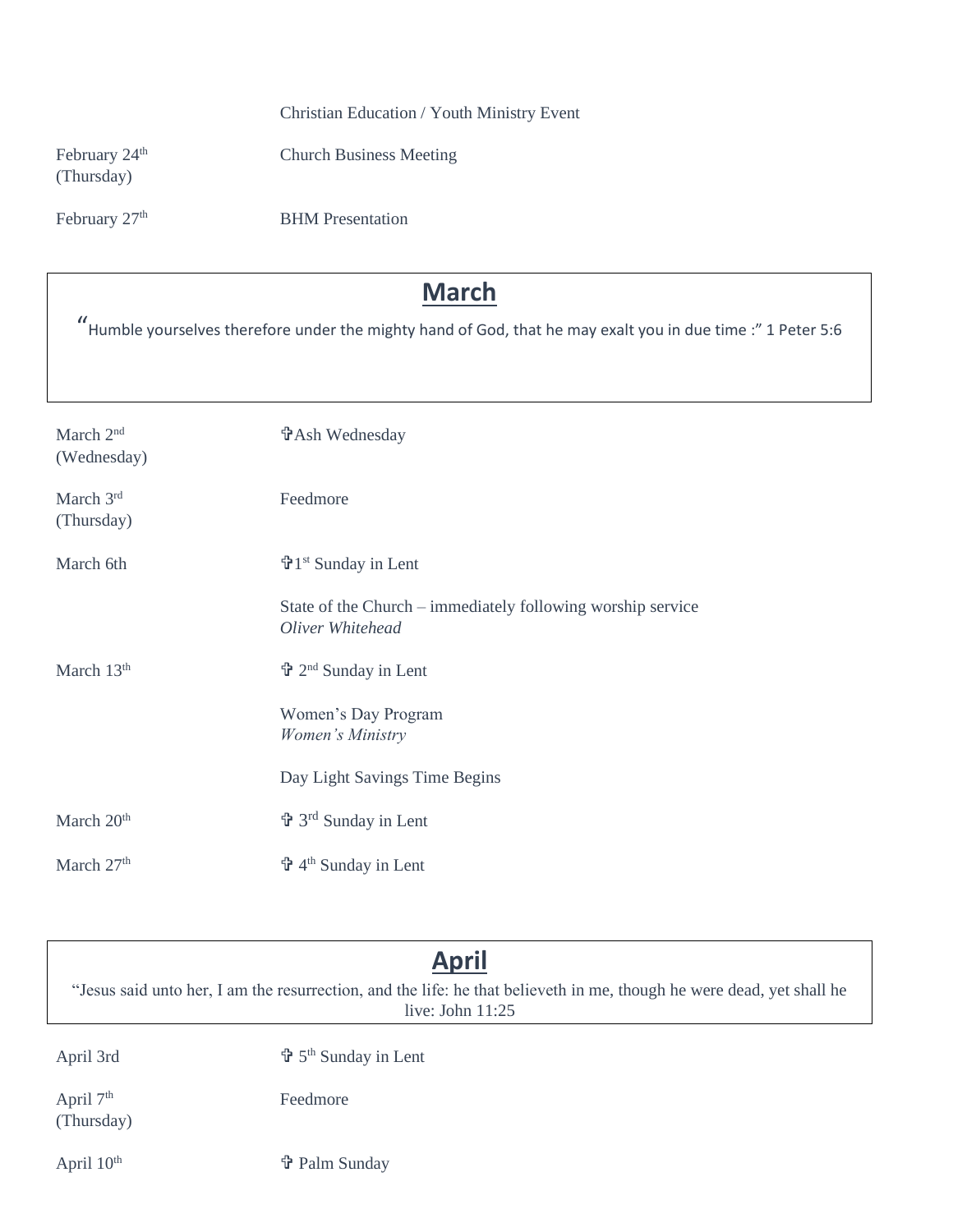| | |
|---|---|
| | Christian Education / Youth Ministry Event |
| February 24th (Thursday) | Church Business Meeting |
| February 27th | BHM Presentation |

## March

"Humble yourselves therefore under the mighty hand of God, that he may exalt you in due time :" 1 Peter 5:6

| | |
|---|---|
| March 2nd (Wednesday) | ✞Ash Wednesday |
| March 3rd (Thursday) | Feedmore |
| March 6th | ✞1st Sunday in Lent |
| | State of the Church – immediately following worship service *Oliver Whitehead* |
| March 13th | ✞ 2nd Sunday in Lent |
| | Women's Day Program *Women's Ministry* |
| | Day Light Savings Time Begins |
| March 20th | ✞ 3rd Sunday in Lent |
| March 27th | ✞ 4th Sunday in Lent |

## April

"Jesus said unto her, I am the resurrection, and the life: he that believeth in me, though he were dead, yet shall he live: John 11:25

| | |
|---|---|
| April 3rd | ✞ 5th Sunday in Lent |
| April 7th (Thursday) | Feedmore |
| April 10th | ✞ Palm Sunday |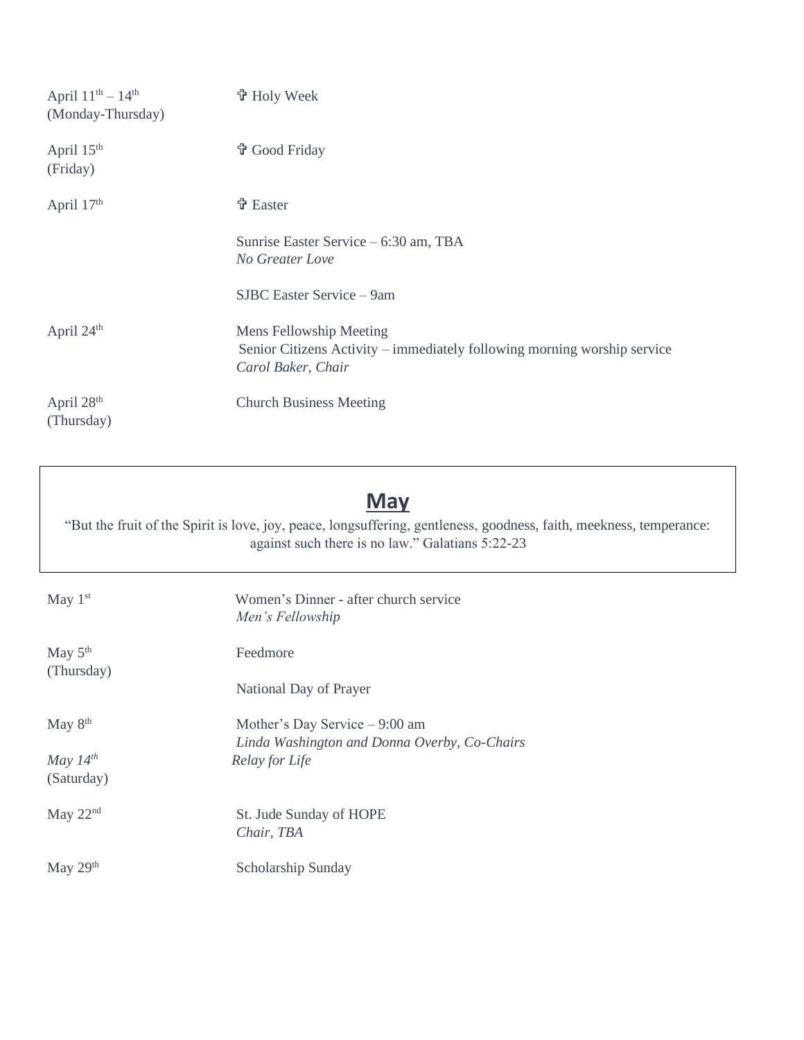| | |
|---|---|
| April 11th – 14th (Monday-Thursday) | ✞ Holy Week |
| April 15th (Friday) | ✞ Good Friday |
| April 17th | ✞ Easter |
| | Sunrise Easter Service – 6:30 am, TBA<br>*No Greater Love* |
| | SJBC Easter Service – 9am |
| April 24th | Mens Fellowship Meeting<br>Senior Citizens Activity – immediately following morning worship service<br>*Carol Baker, Chair* |
| April 28th (Thursday) | Church Business Meeting |

## May

"But the fruit of the Spirit is love, joy, peace, longsuffering, gentleness, goodness, faith, meekness, temperance: against such there is no law." Galatians 5:22-23

| | |
|---|---|
| May 1st | Women's Dinner - after church service<br>*Men's Fellowship* |
| May 5th (Thursday) | Feedmore |
| | National Day of Prayer |
| May 8th | Mother's Day Service – 9:00 am<br>*Linda Washington and Donna Overby, Co-Chairs* |
| *May 14th* (Saturday) | *Relay for Life* |
| May 22nd | St. Jude Sunday of HOPE<br>*Chair, TBA* |
| May 29th | Scholarship Sunday |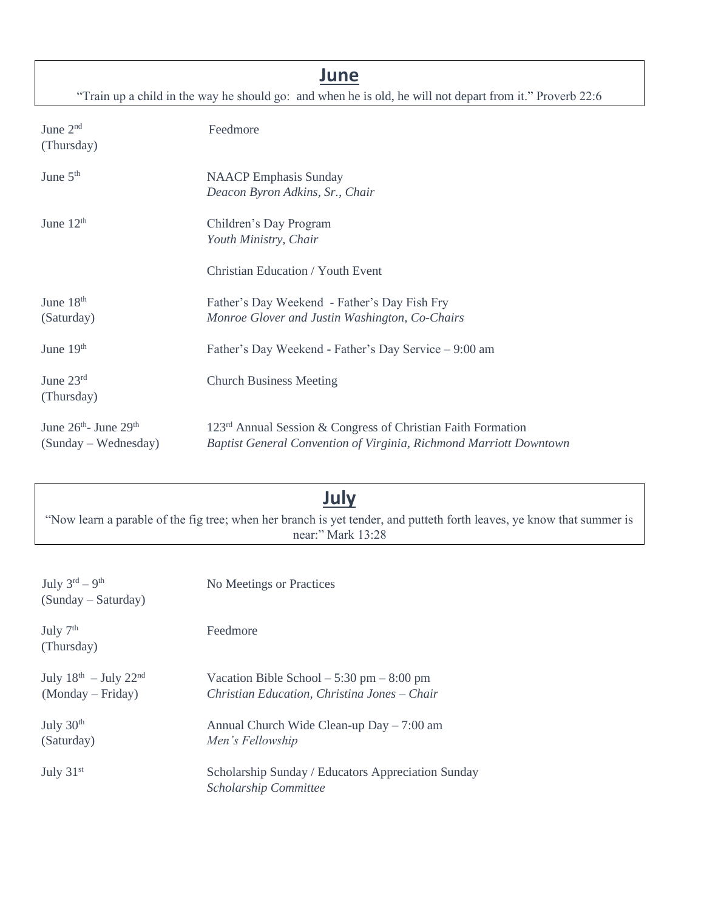## June

"Train up a child in the way he should go: and when he is old, he will not depart from it." Proverb 22:6

| | |
|---|---|
| June 2nd (Thursday) | Feedmore |
| June 5th | NAACP Emphasis Sunday<br>*Deacon Byron Adkins, Sr., Chair* |
| June 12th | Children's Day Program<br>*Youth Ministry, Chair*<br><br>Christian Education / Youth Event |
| June 18th (Saturday) | Father's Day Weekend - Father's Day Fish Fry<br>*Monroe Glover and Justin Washington, Co-Chairs* |
| June 19th | Father's Day Weekend - Father's Day Service – 9:00 am |
| June 23rd (Thursday) | Church Business Meeting |
| June 26th- June 29th (Sunday – Wednesday) | 123rd Annual Session & Congress of Christian Faith Formation<br>*Baptist General Convention of Virginia, Richmond Marriott Downtown* |

## July

"Now learn a parable of the fig tree; when her branch is yet tender, and putteth forth leaves, ye know that summer is near:" Mark 13:28

| | |
|---|---|
| July 3rd – 9th (Sunday – Saturday) | No Meetings or Practices |
| July 7th (Thursday) | Feedmore |
| July 18th – July 22nd (Monday – Friday) | Vacation Bible School – 5:30 pm – 8:00 pm<br>*Christian Education, Christina Jones – Chair* |
| July 30th (Saturday) | Annual Church Wide Clean-up Day – 7:00 am<br>*Men's Fellowship* |
| July 31st | Scholarship Sunday / Educators Appreciation Sunday<br>*Scholarship Committee* |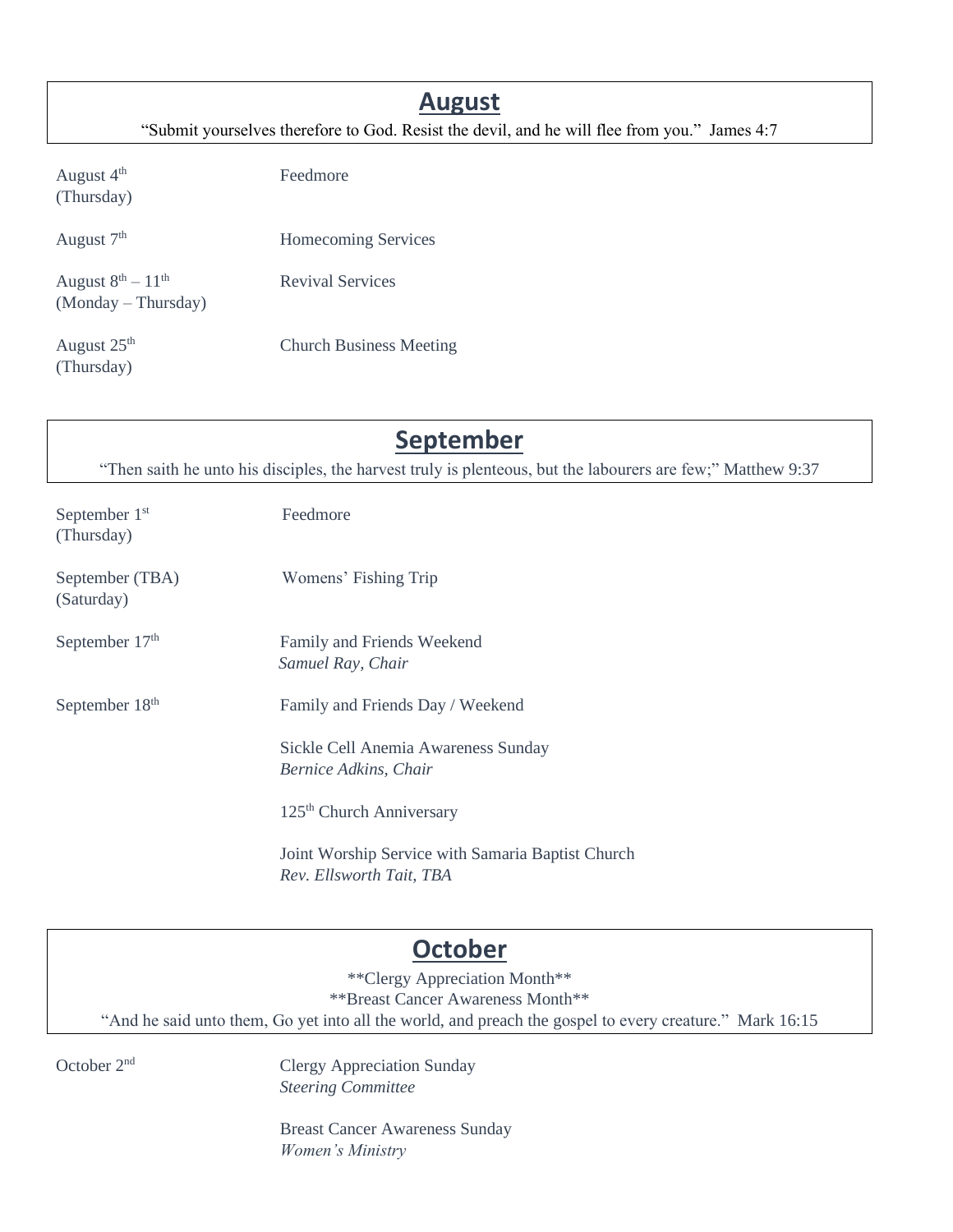## August

"Submit yourselves therefore to God. Resist the devil, and he will flee from you." James 4:7

| | |
|---|---|
| August 4th (Thursday) | Feedmore |
| August 7th | Homecoming Services |
| August 8th – 11th (Monday – Thursday) | Revival Services |
| August 25th (Thursday) | Church Business Meeting |

## September

"Then saith he unto his disciples, the harvest truly is plenteous, but the labourers are few;" Matthew 9:37

| | |
|---|---|
| September 1st (Thursday) | Feedmore |
| September (TBA) (Saturday) | Womens' Fishing Trip |
| September 17th | Family and Friends Weekend<br>*Samuel Ray, Chair* |
| September 18th | Family and Friends Day / Weekend |
| | Sickle Cell Anemia Awareness Sunday<br>*Bernice Adkins, Chair* |
| | 125th Church Anniversary |
| | Joint Worship Service with Samaria Baptist Church<br>*Rev. Ellsworth Tait, TBA* |

## October

\*\*Clergy Appreciation Month\*\*

\*\*Breast Cancer Awareness Month\*\*

"And he said unto them, Go yet into all the world, and preach the gospel to every creature." Mark 16:15

| | |
|---|---|
| October 2nd | Clergy Appreciation Sunday<br>*Steering Committee* |
| | Breast Cancer Awareness Sunday<br>*Women's Ministry* |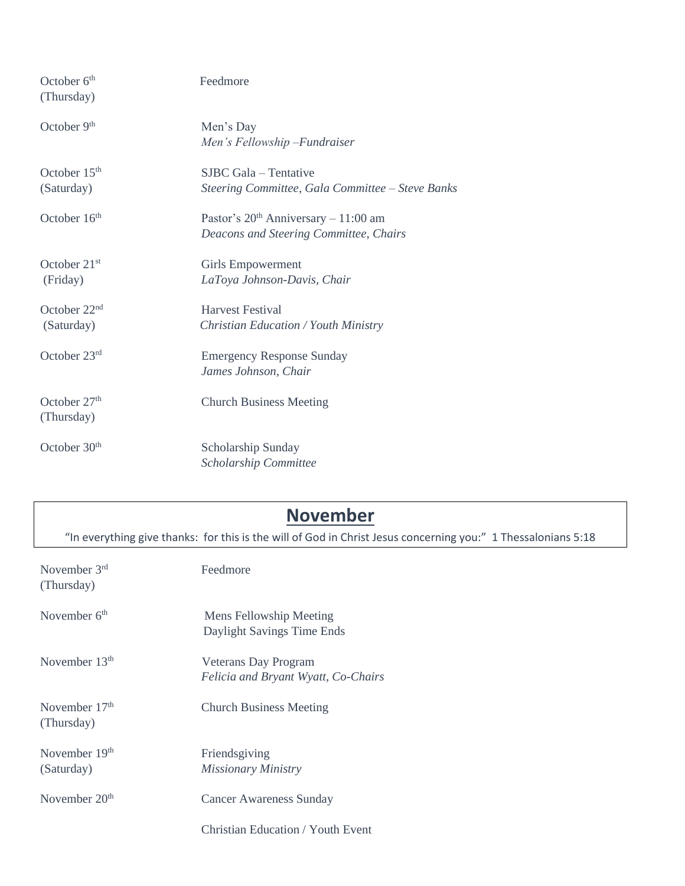| | |
|---|---|
| October 6th (Thursday) | Feedmore |
| October 9th | Men's Day *Men's Fellowship –Fundraiser* |
| October 15th (Saturday) | SJBC Gala – Tentative *Steering Committee, Gala Committee – Steve Banks* |
| October 16th | Pastor's 20th Anniversary – 11:00 am *Deacons and Steering Committee, Chairs* |
| October 21st (Friday) | Girls Empowerment *LaToya Johnson-Davis, Chair* |
| October 22nd (Saturday) | Harvest Festival *Christian Education / Youth Ministry* |
| October 23rd | Emergency Response Sunday *James Johnson, Chair* |
| October 27th (Thursday) | Church Business Meeting |
| October 30th | Scholarship Sunday *Scholarship Committee* |

## **November**

"In everything give thanks: for this is the will of God in Christ Jesus concerning you:" 1 Thessalonians 5:18

| | |
|---|---|
| November 3rd (Thursday) | Feedmore |
| November 6th | Mens Fellowship Meeting Daylight Savings Time Ends |
| November 13th | Veterans Day Program *Felicia and Bryant Wyatt, Co-Chairs* |
| November 17th (Thursday) | Church Business Meeting |
| November 19th (Saturday) | Friendsgiving *Missionary Ministry* |
| November 20th | Cancer Awareness Sunday |
| | Christian Education / Youth Event |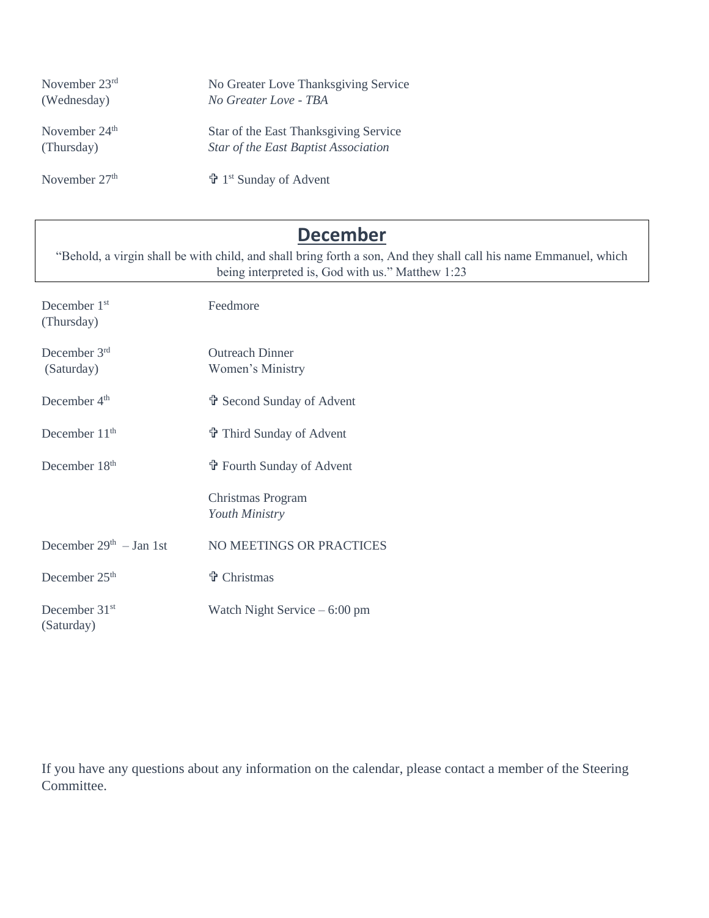| | |
|---|---|
| November 23rd (Wednesday) | No Greater Love Thanksgiving Service<br>*No Greater Love - TBA* |
| November 24th (Thursday) | Star of the East Thanksgiving Service<br>*Star of the East Baptist Association* |
| November 27th | ✞ 1st Sunday of Advent |

## December

"Behold, a virgin shall be with child, and shall bring forth a son, And they shall call his name Emmanuel, which being interpreted is, God with us." Matthew 1:23

| | |
|---|---|
| December 1st (Thursday) | Feedmore |
| December 3rd (Saturday) | Outreach Dinner<br>Women's Ministry |
| December 4th | ✞ Second Sunday of Advent |
| December 11th | ✞ Third Sunday of Advent |
| December 18th | ✞ Fourth Sunday of Advent |
| | Christmas Program<br>*Youth Ministry* |
| December 29th – Jan 1st | NO MEETINGS OR PRACTICES |
| December 25th | ✞ Christmas |
| December 31st (Saturday) | Watch Night Service – 6:00 pm |

If you have any questions about any information on the calendar, please contact a member of the Steering Committee.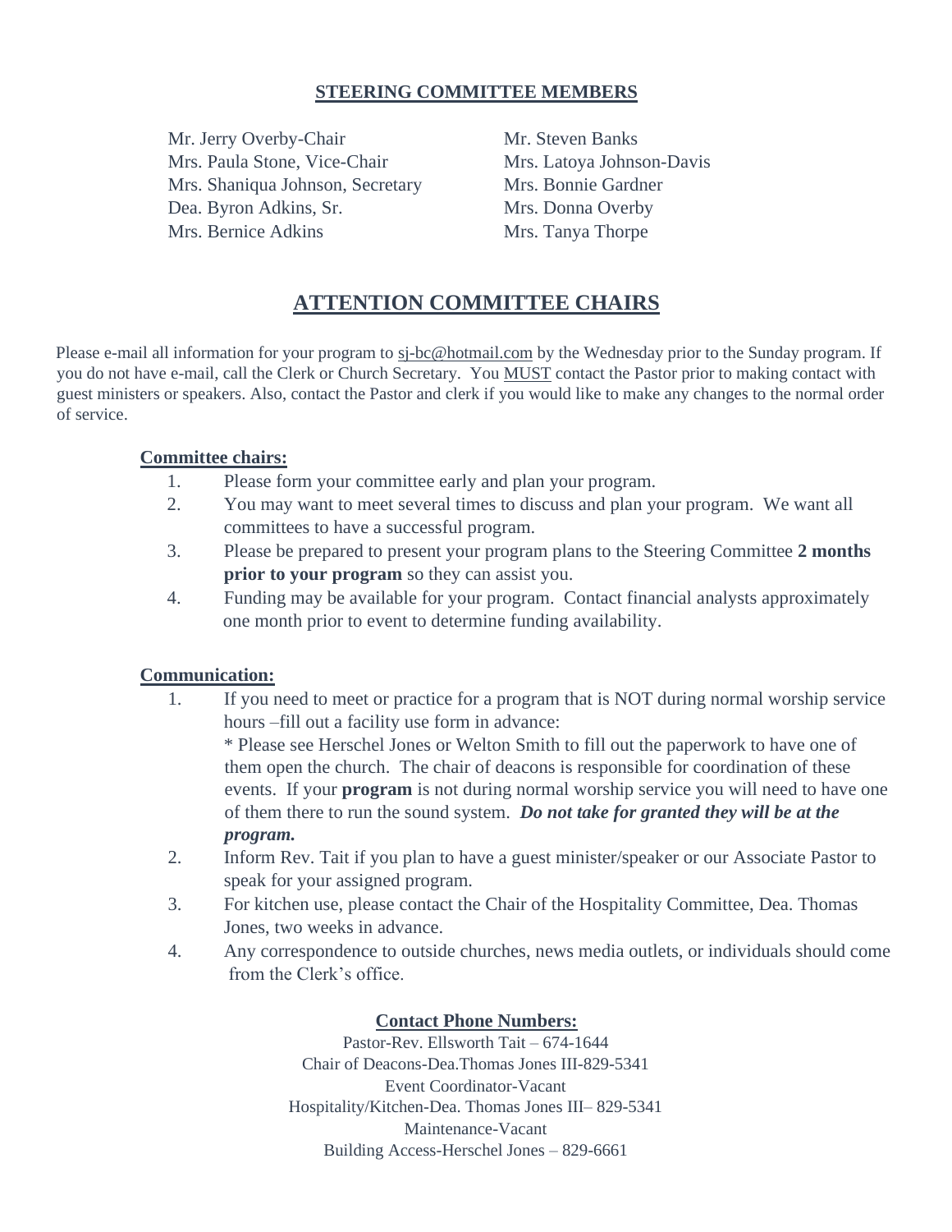## STEERING COMMITTEE MEMBERS

Mr. Jerry Overby-Chair
Mrs. Paula Stone, Vice-Chair
Mrs. Shaniqua Johnson, Secretary
Dea. Byron Adkins, Sr.
Mrs. Bernice Adkins
Mr. Steven Banks
Mrs. Latoya Johnson-Davis
Mrs. Bonnie Gardner
Mrs. Donna Overby
Mrs. Tanya Thorpe

# ATTENTION COMMITTEE CHAIRS

Please e-mail all information for your program to sj-bc@hotmail.com by the Wednesday prior to the Sunday program. If you do not have e-mail, call the Clerk or Church Secretary. You MUST contact the Pastor prior to making contact with guest ministers or speakers. Also, contact the Pastor and clerk if you would like to make any changes to the normal order of service.

### Committee chairs:

1. Please form your committee early and plan your program.
2. You may want to meet several times to discuss and plan your program. We want all committees to have a successful program.
3. Please be prepared to present your program plans to the Steering Committee **2 months prior to your program** so they can assist you.
4. Funding may be available for your program. Contact financial analysts approximately one month prior to event to determine funding availability.

### Communication:

1. If you need to meet or practice for a program that is NOT during normal worship service hours –fill out a facility use form in advance:
   * Please see Herschel Jones or Welton Smith to fill out the paperwork to have one of them open the church. The chair of deacons is responsible for coordination of these events. If your **program** is not during normal worship service you will need to have one of them there to run the sound system. ***Do not take for granted they will be at the program.***
2. Inform Rev. Tait if you plan to have a guest minister/speaker or our Associate Pastor to speak for your assigned program.
3. For kitchen use, please contact the Chair of the Hospitality Committee, Dea. Thomas Jones, two weeks in advance.
4. Any correspondence to outside churches, news media outlets, or individuals should come from the Clerk's office.

### Contact Phone Numbers:

Pastor-Rev. Ellsworth Tait – 674-1644
Chair of Deacons-Dea.Thomas Jones III-829-5341
Event Coordinator-Vacant
Hospitality/Kitchen-Dea. Thomas Jones III– 829-5341
Maintenance-Vacant
Building Access-Herschel Jones – 829-6661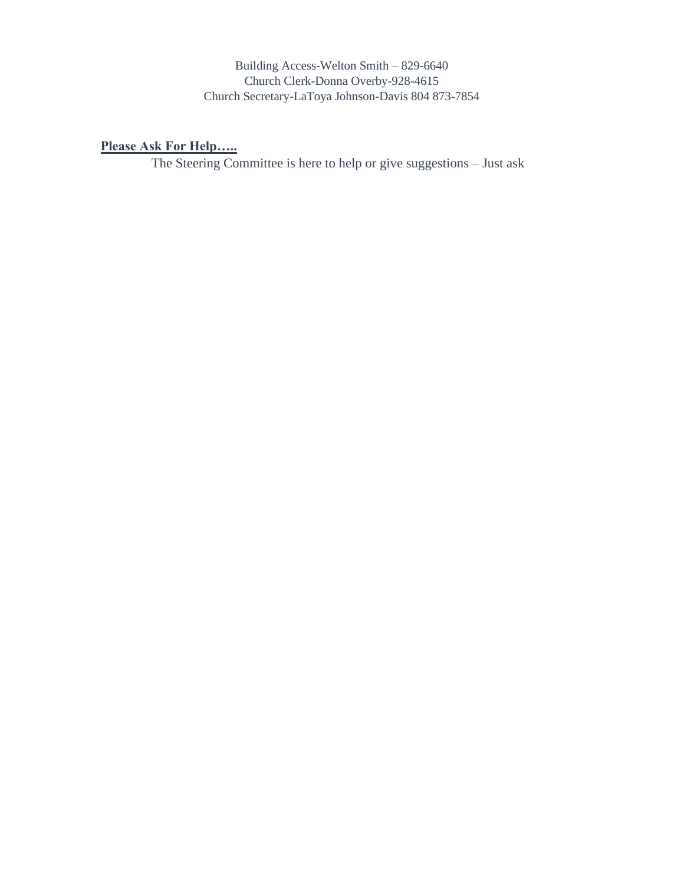Building Access-Welton Smith – 829-6640
Church Clerk-Donna Overby-928-4615
Church Secretary-LaToya Johnson-Davis 804 873-7854

**Please Ask For Help…..**

The Steering Committee is here to help or give suggestions – Just ask